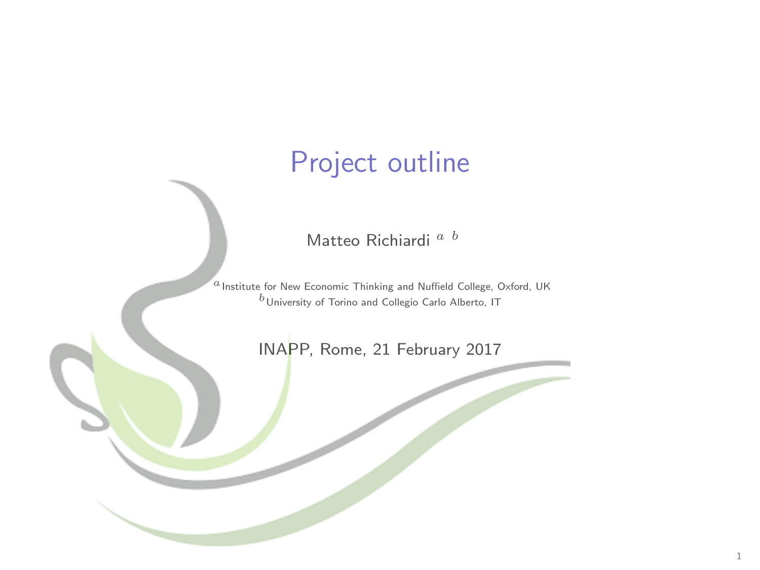# Project outline

Matteo Richiardi [a] [b]

[a] Institute for New Economic Thinking and Nuffield College, Oxford, UK
[b] University of Torino and Collegio Carlo Alberto, IT

INAPP, Rome, 21 February 2017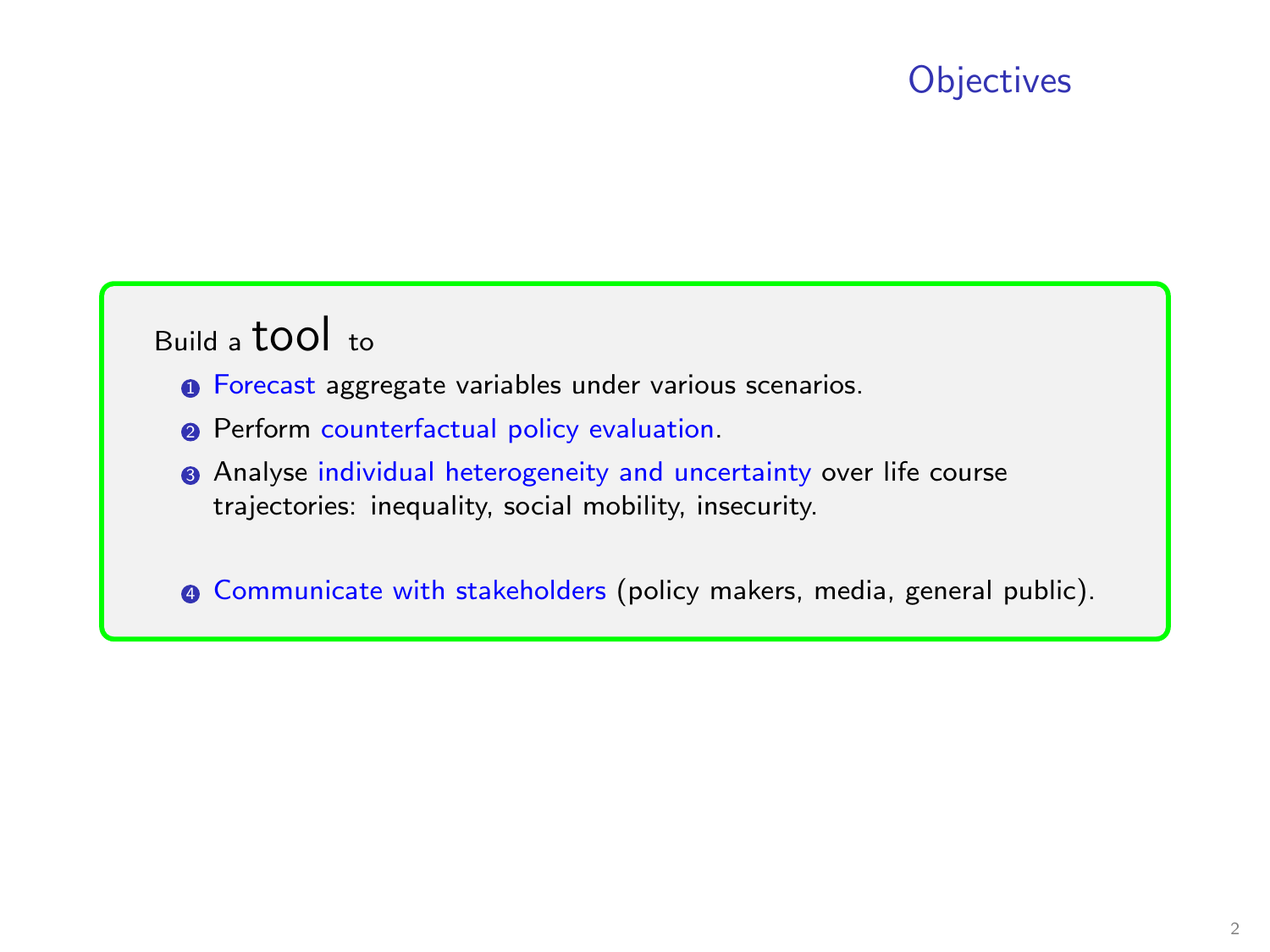# Objectives

Build a **tool** to

1. Forecast aggregate variables under various scenarios.
2. Perform counterfactual policy evaluation.
3. Analyse individual heterogeneity and uncertainty over life course trajectories: inequality, social mobility, insecurity.
4. Communicate with stakeholders (policy makers, media, general public).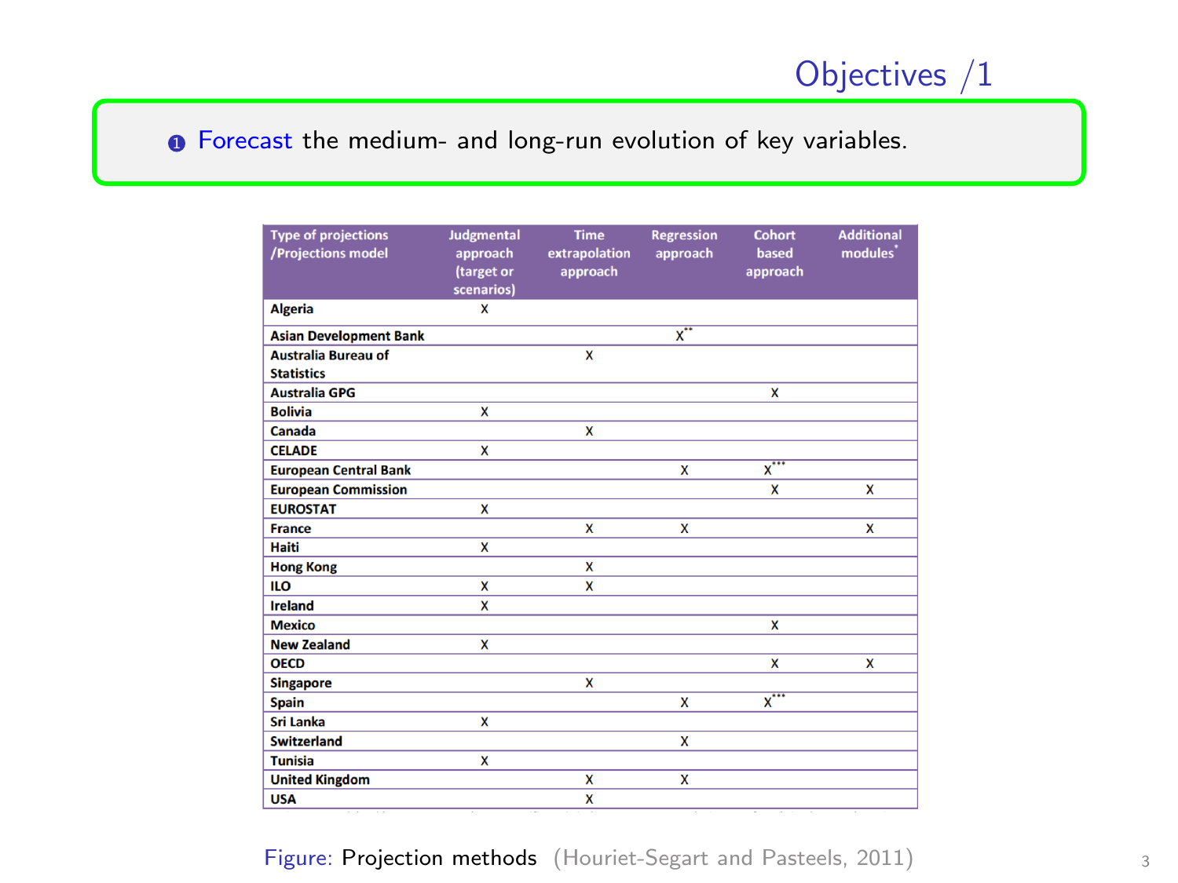## Objectives /1

1. Forecast the medium- and long-run evolution of key variables.

| Type of projections /Projections model | Judgmental approach (target or scenarios) | Time extrapolation approach | Regression approach | Cohort based approach | Additional modules* |
|---|---|---|---|---|---|
| Algeria | X | | | | |
| Asian Development Bank | | | X** | | |
| Australia Bureau of Statistics | | X | | | |
| Australia GPG | | | | X | |
| Bolivia | X | | | | |
| Canada | | X | | | |
| CELADE | X | | | | |
| European Central Bank | | | X | X*** | |
| European Commission | | | | X | X |
| EUROSTAT | X | | | | |
| France | | X | X | | X |
| Haiti | X | | | | |
| Hong Kong | | X | | | |
| ILO | X | X | | | |
| Ireland | X | | | | |
| Mexico | | | | X | |
| New Zealand | X | | | | |
| OECD | | | | X | X |
| Singapore | | X | | | |
| Spain | | | X | X*** | |
| Sri Lanka | X | | | | |
| Switzerland | | | X | | |
| Tunisia | X | | | | |
| United Kingdom | | X | X | | |
| USA | | X | | | |

Figure: Projection methods (Houriet-Segart and Pasteels, 2011)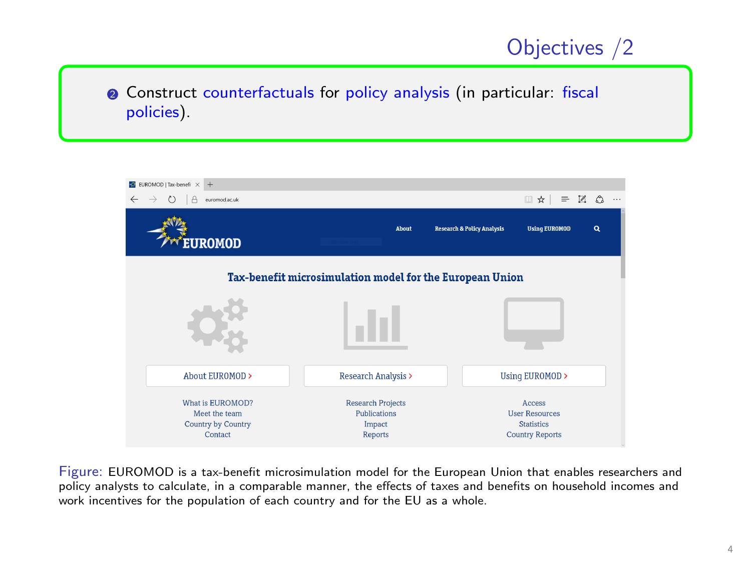# Objectives /2

2. Construct counterfactuals for policy analysis (in particular: fiscal policies).

Figure: EUROMOD is a tax-benefit microsimulation model for the European Union that enables researchers and policy analysts to calculate, in a comparable manner, the effects of taxes and benefits on household incomes and work incentives for the population of each country and for the EU as a whole.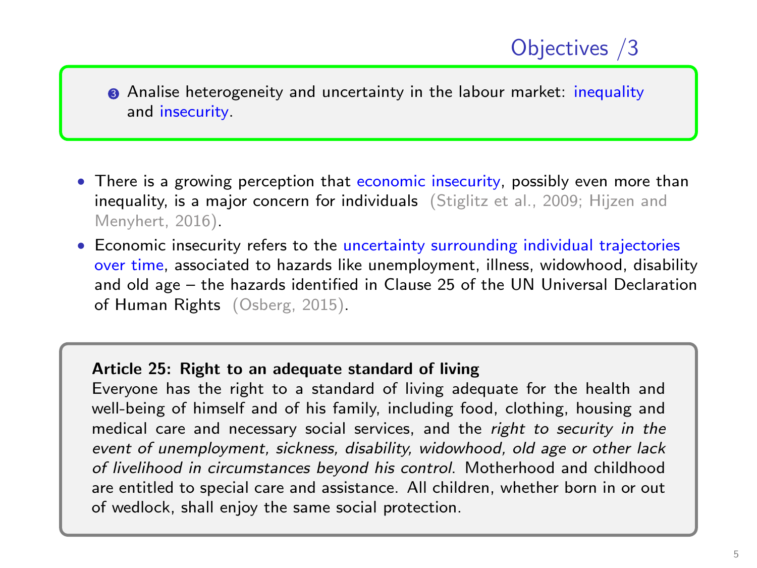## Objectives /3

3. Analise heterogeneity and uncertainty in the labour market: inequality and insecurity.

- There is a growing perception that economic insecurity, possibly even more than inequality, is a major concern for individuals (Stiglitz et al., 2009; Hijzen and Menyhert, 2016).
- Economic insecurity refers to the uncertainty surrounding individual trajectories over time, associated to hazards like unemployment, illness, widowhood, disability and old age – the hazards identified in Clause 25 of the UN Universal Declaration of Human Rights (Osberg, 2015).

**Article 25: Right to an adequate standard of living**
Everyone has the right to a standard of living adequate for the health and well-being of himself and of his family, including food, clothing, housing and medical care and necessary social services, and the *right to security in the event of unemployment, sickness, disability, widowhood, old age or other lack of livelihood in circumstances beyond his control*. Motherhood and childhood are entitled to special care and assistance. All children, whether born in or out of wedlock, shall enjoy the same social protection.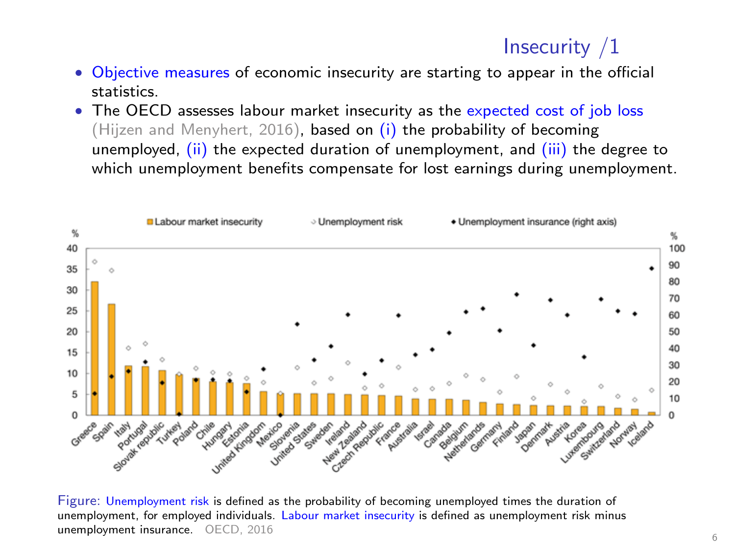# Insecurity /1

- Objective measures of economic insecurity are starting to appear in the official statistics.
- The OECD assesses labour market insecurity as the expected cost of job loss (Hijzen and Menyhert, 2016), based on (i) the probability of becoming unemployed, (ii) the expected duration of unemployment, and (iii) the degree to which unemployment benefits compensate for lost earnings during unemployment.

Figure: Unemployment risk is defined as the probability of becoming unemployed times the duration of unemployment, for employed individuals. Labour market insecurity is defined as unemployment risk minus unemployment insurance. OECD, 2016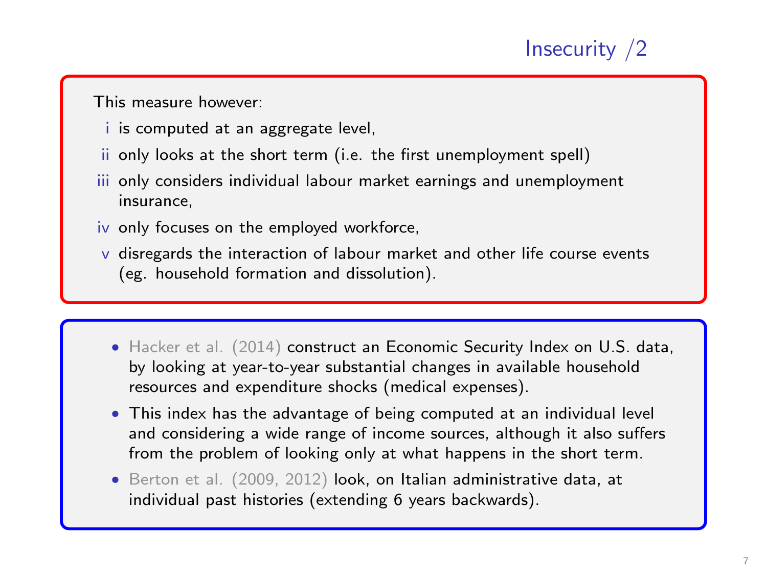# Insecurity /2

This measure however:

i. is computed at an aggregate level,
ii. only looks at the short term (i.e. the first unemployment spell)
iii. only considers individual labour market earnings and unemployment insurance,
iv. only focuses on the employed workforce,
v. disregards the interaction of labour market and other life course events (eg. household formation and dissolution).

- Hacker et al. (2014) construct an Economic Security Index on U.S. data, by looking at year-to-year substantial changes in available household resources and expenditure shocks (medical expenses).
- This index has the advantage of being computed at an individual level and considering a wide range of income sources, although it also suffers from the problem of looking only at what happens in the short term.
- Berton et al. (2009, 2012) look, on Italian administrative data, at individual past histories (extending 6 years backwards).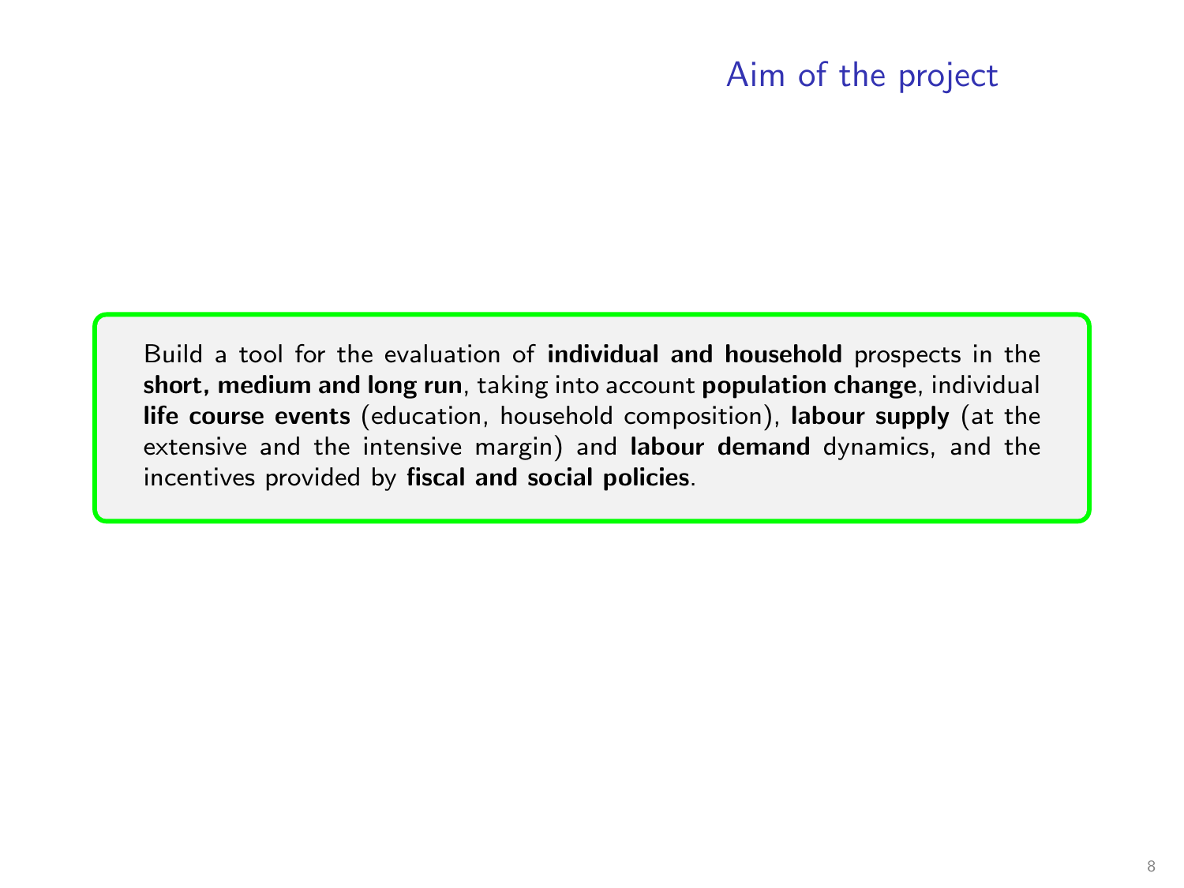## Aim of the project

Build a tool for the evaluation of **individual and household** prospects in the **short, medium and long run**, taking into account **population change**, individual **life course events** (education, household composition), **labour supply** (at the extensive and the intensive margin) and **labour demand** dynamics, and the incentives provided by **fiscal and social policies**.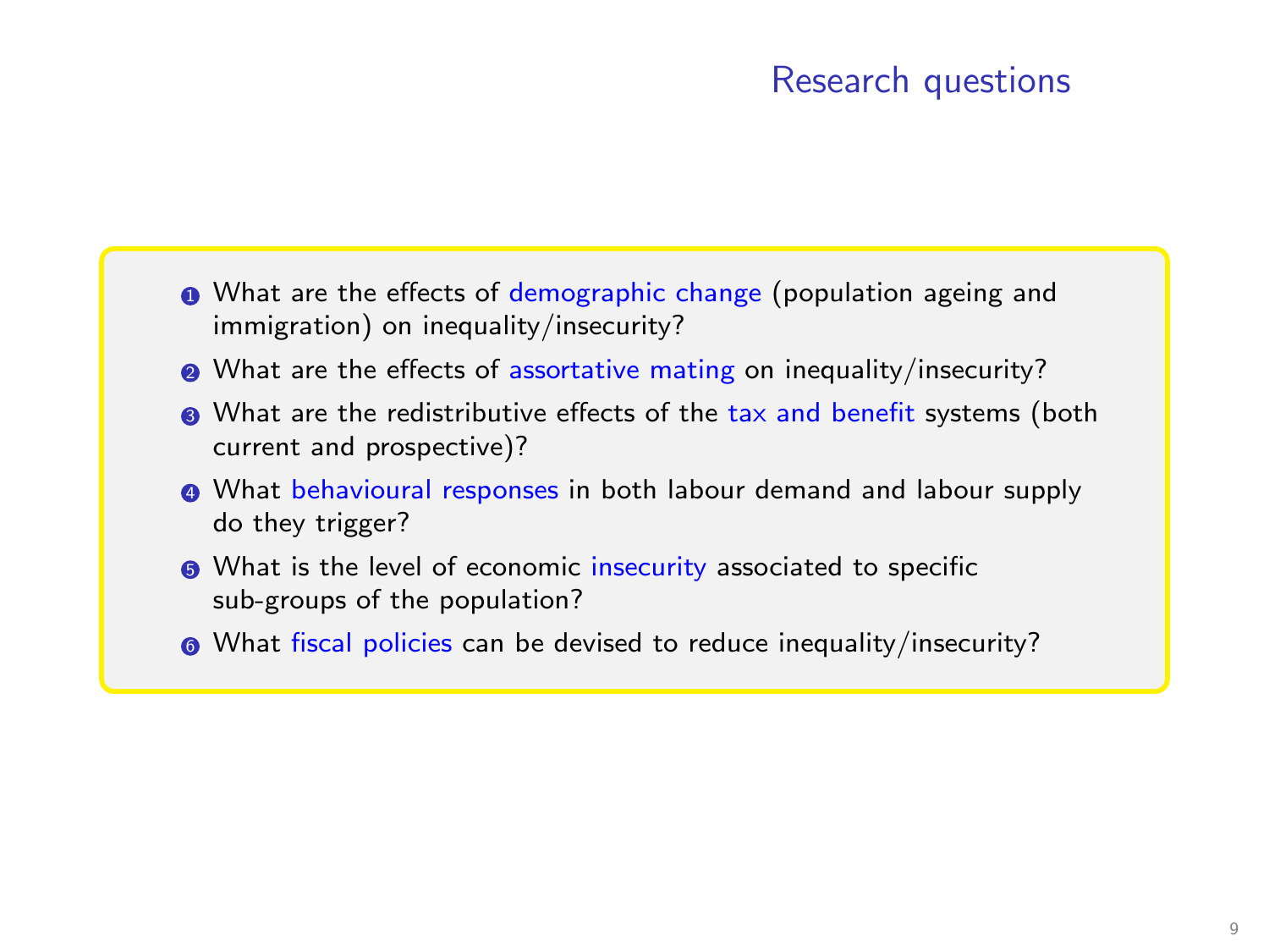# Research questions

1. What are the effects of demographic change (population ageing and immigration) on inequality/insecurity?
2. What are the effects of assortative mating on inequality/insecurity?
3. What are the redistributive effects of the tax and benefit systems (both current and prospective)?
4. What behavioural responses in both labour demand and labour supply do they trigger?
5. What is the level of economic insecurity associated to specific sub-groups of the population?
6. What fiscal policies can be devised to reduce inequality/insecurity?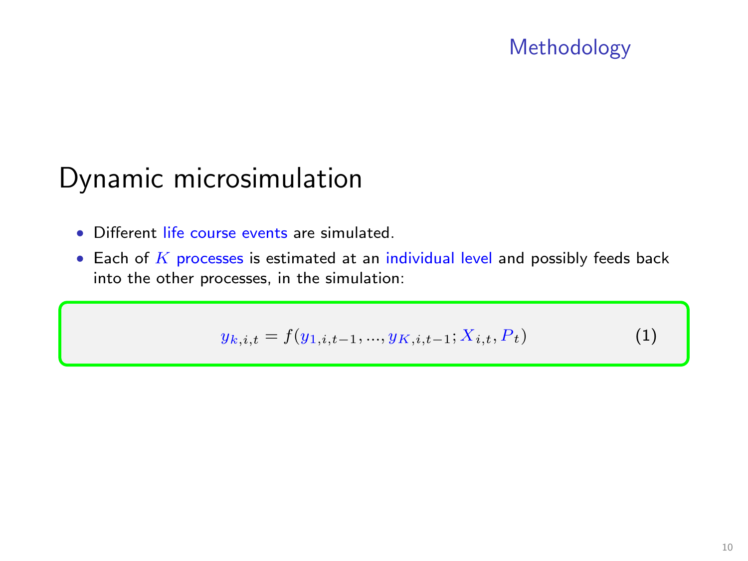# Dynamic microsimulation

- Different life course events are simulated.
- Each of $K$ processes is estimated at an individual level and possibly feeds back into the other processes, in the simulation:

$$y_{k,i,t} = f(y_{1,i,t-1}, ..., y_{K,i,t-1}; X_{i,t}, P_t) \tag{1}$$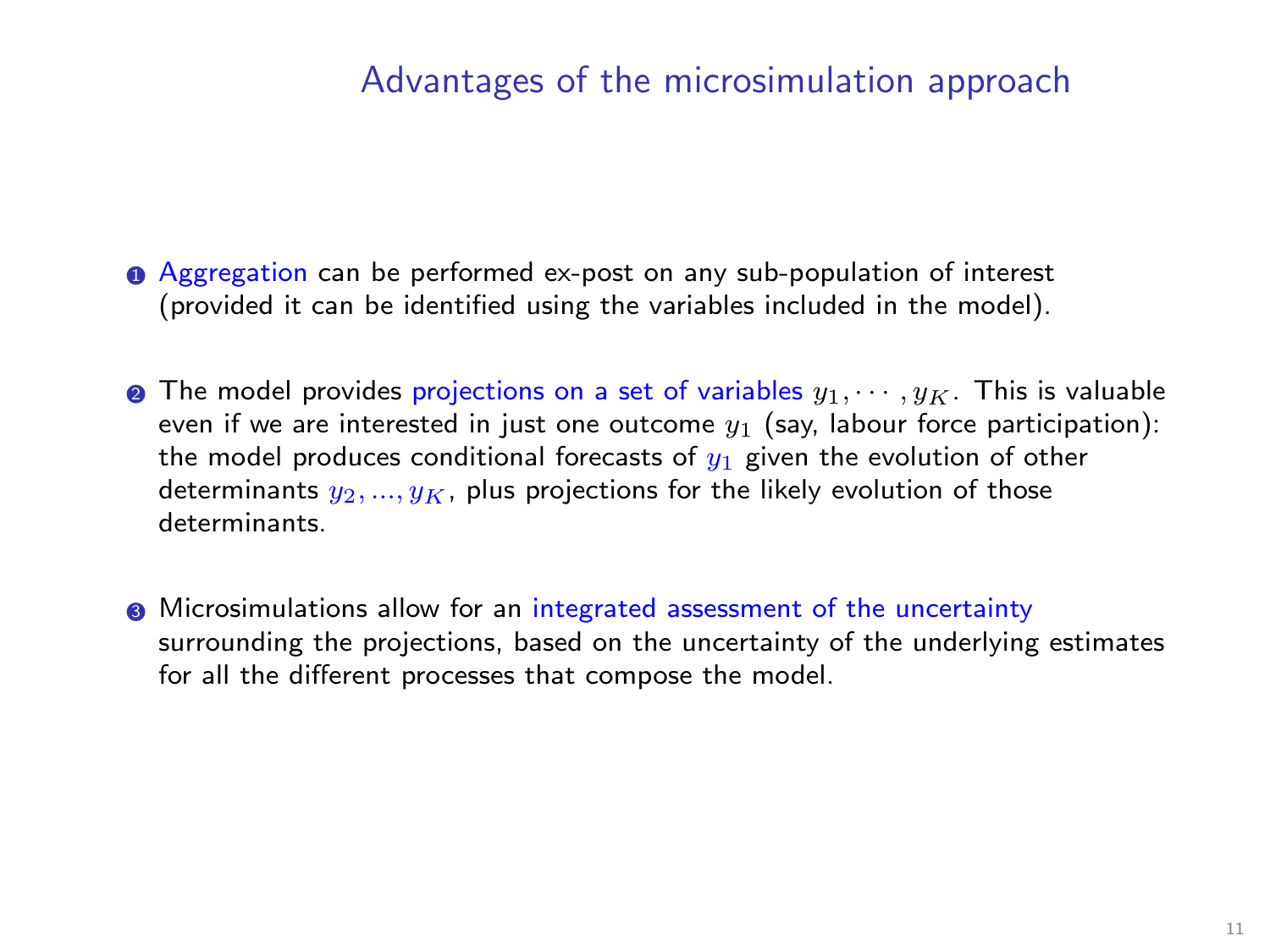# Advantages of the microsimulation approach

1. Aggregation can be performed ex-post on any sub-population of interest (provided it can be identified using the variables included in the model).

2. The model provides projections on a set of variables $y_1, \cdots, y_K$. This is valuable even if we are interested in just one outcome $y_1$ (say, labour force participation): the model produces conditional forecasts of $y_1$ given the evolution of other determinants $y_2, ..., y_K$, plus projections for the likely evolution of those determinants.

3. Microsimulations allow for an integrated assessment of the uncertainty surrounding the projections, based on the uncertainty of the underlying estimates for all the different processes that compose the model.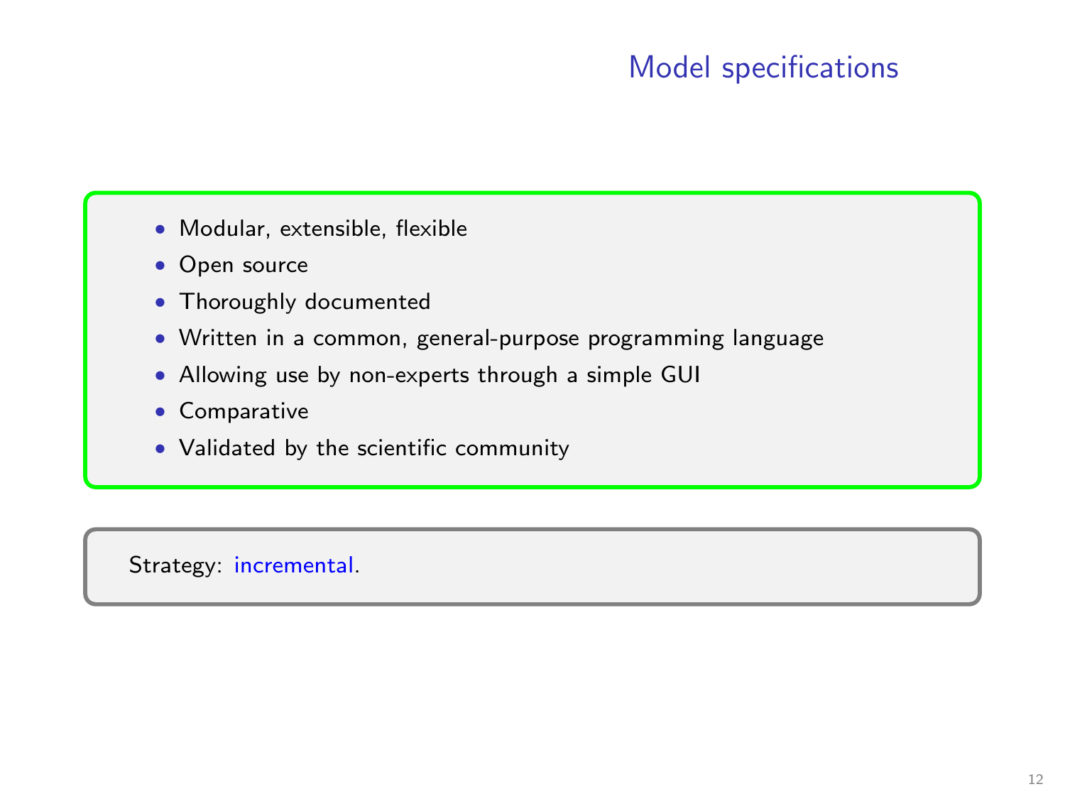# Model specifications

- Modular, extensible, flexible
- Open source
- Thoroughly documented
- Written in a common, general-purpose programming language
- Allowing use by non-experts through a simple GUI
- Comparative
- Validated by the scientific community

Strategy: incremental.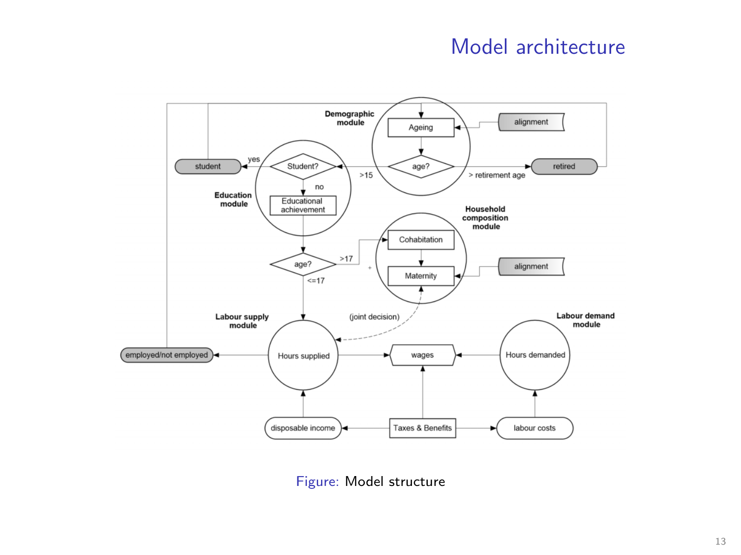# Model architecture

Figure: Model structure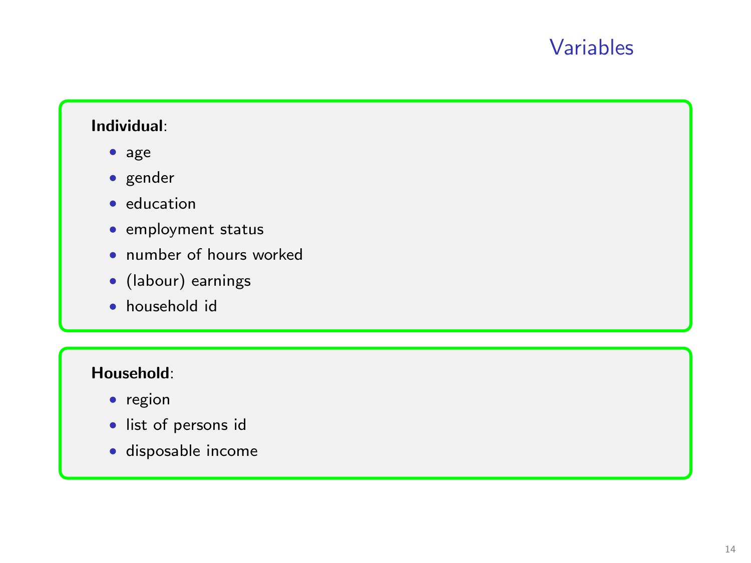# Variables

**Individual**:

- age
- gender
- education
- employment status
- number of hours worked
- (labour) earnings
- household id

**Household**:

- region
- list of persons id
- disposable income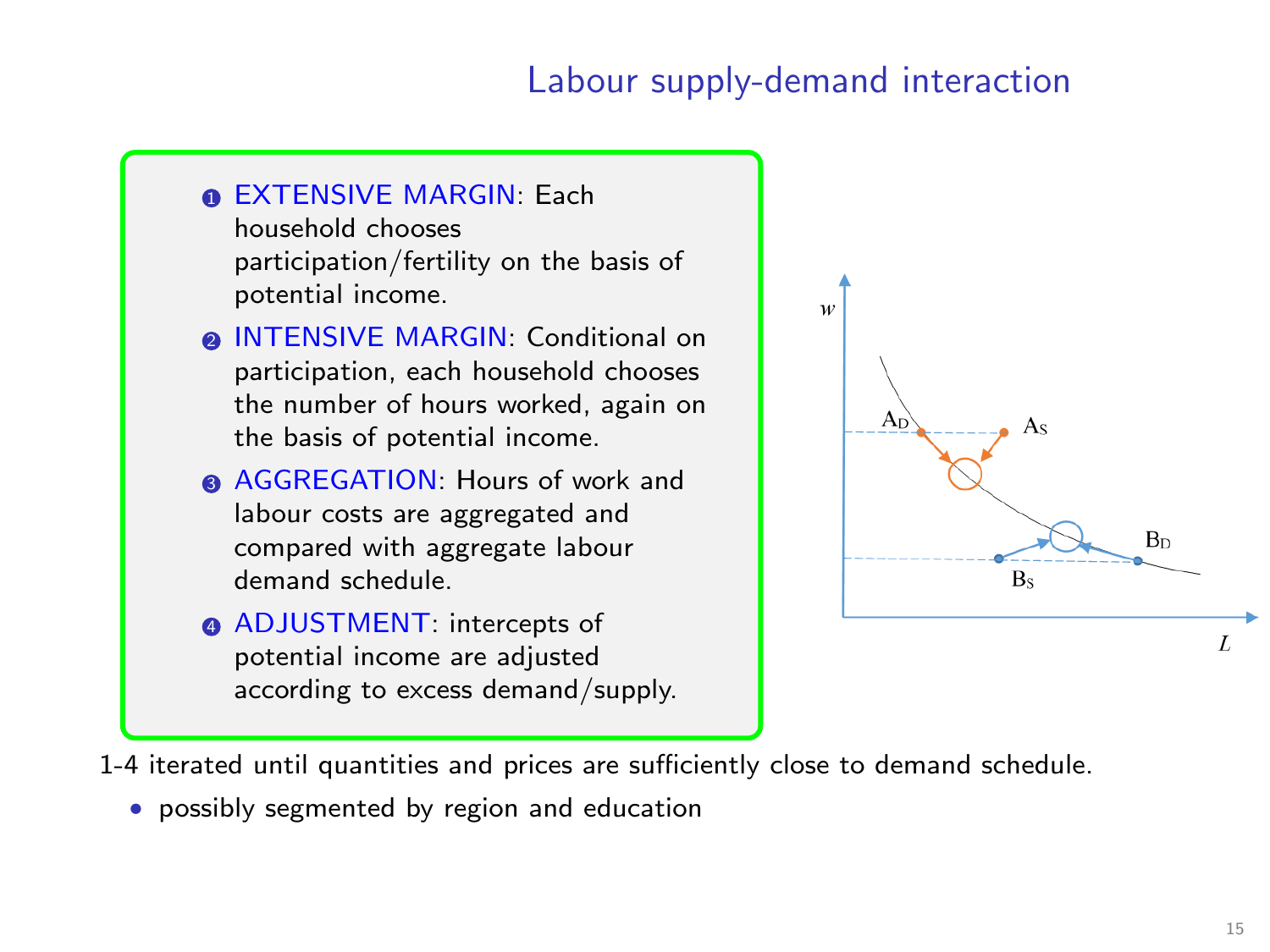# Labour supply-demand interaction

1. EXTENSIVE MARGIN: Each household chooses participation/fertility on the basis of potential income.
2. INTENSIVE MARGIN: Conditional on participation, each household chooses the number of hours worked, again on the basis of potential income.
3. AGGREGATION: Hours of work and labour costs are aggregated and compared with aggregate labour demand schedule.
4. ADJUSTMENT: intercepts of potential income are adjusted according to excess demand/supply.

1-4 iterated until quantities and prices are sufficiently close to demand schedule.

- possibly segmented by region and education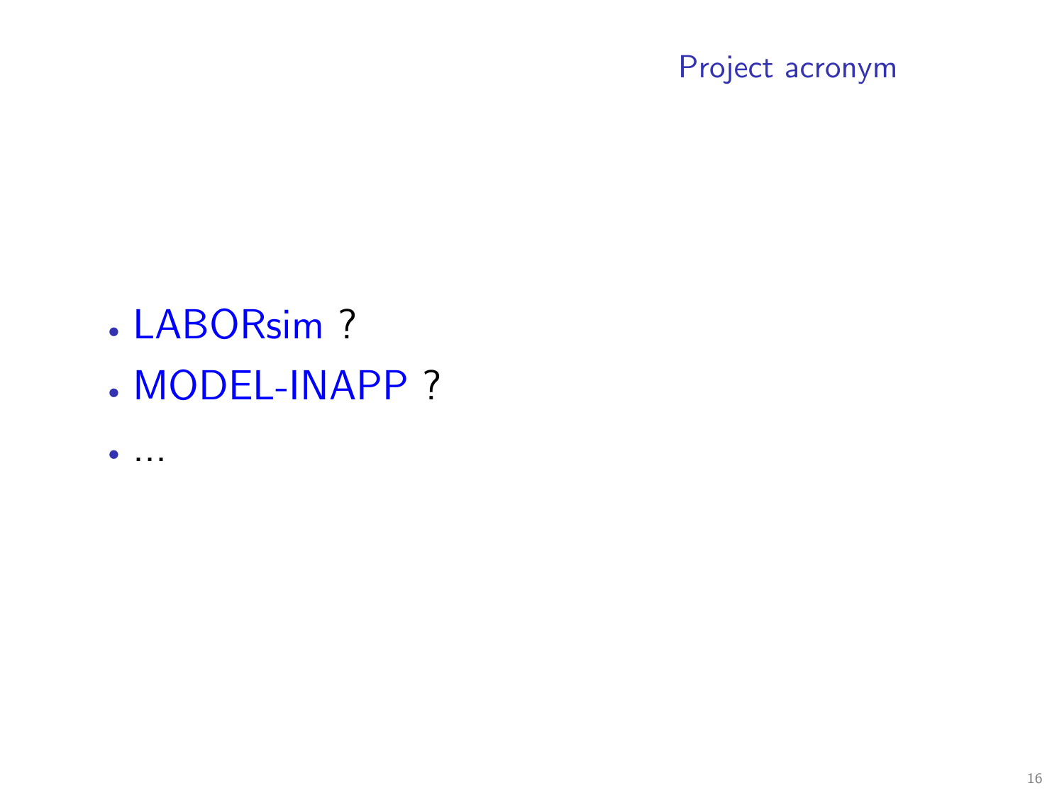## Project acronym

- LABORsim ?
- MODEL-INAPP ?
- ...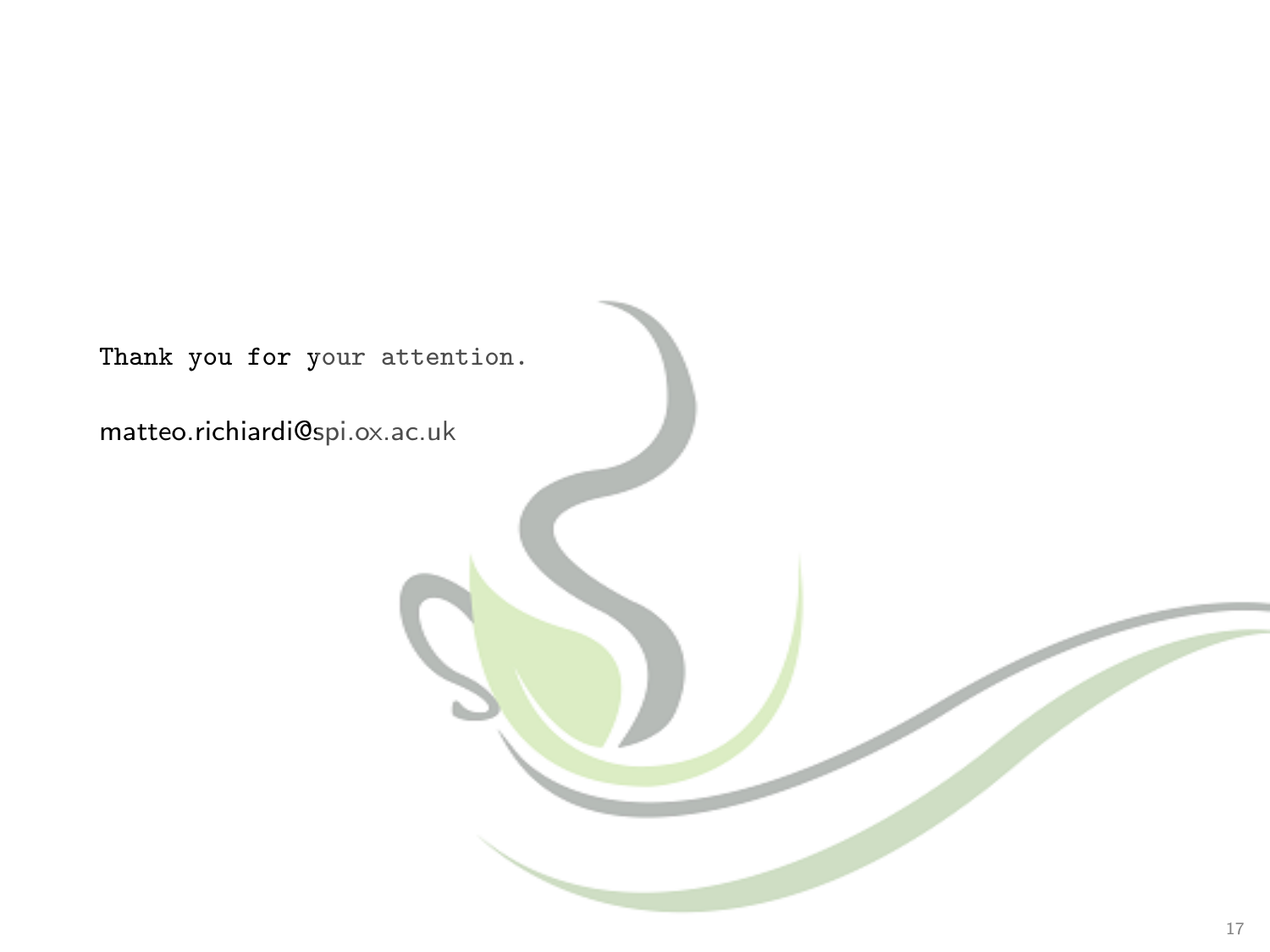Thank you for your attention.

matteo.richiardi@spi.ox.ac.uk